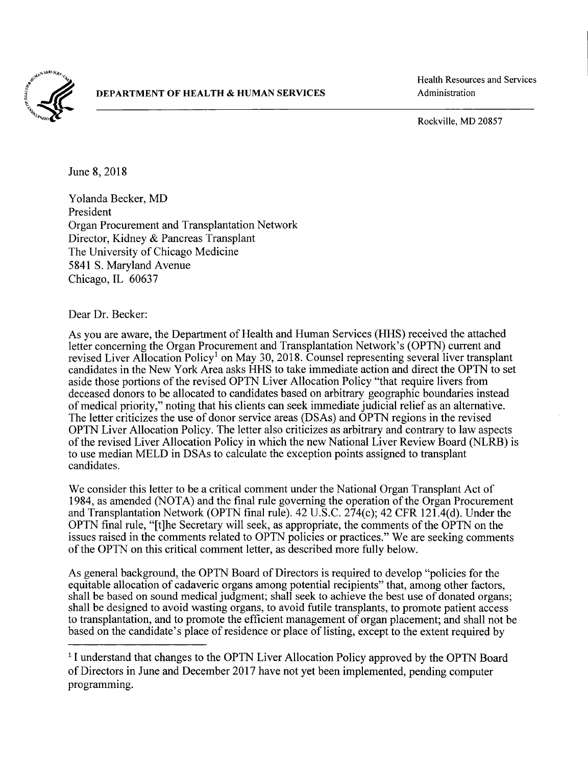**DEPARTMENT OF HEALTH & HUMAN SERVICES**

Health Resources and Services Administration

Rockville, MD 20857

June 8, 2018

Yolanda Becker, MD
President
Organ Procurement and Transplantation Network
Director, Kidney & Pancreas Transplant
The University of Chicago Medicine
5841 S. Maryland Avenue
Chicago, IL 60637

Dear Dr. Becker:

As you are aware, the Department of Health and Human Services (HHS) received the attached letter concerning the Organ Procurement and Transplantation Network's (OPTN) current and revised Liver Allocation Policy[1] on May 30, 2018. Counsel representing several liver transplant candidates in the New York Area asks HHS to take immediate action and direct the OPTN to set aside those portions of the revised OPTN Liver Allocation Policy "that require livers from deceased donors to be allocated to candidates based on arbitrary geographic boundaries instead of medical priority," noting that his clients can seek immediate judicial relief as an alternative. The letter criticizes the use of donor service areas (DSAs) and OPTN regions in the revised OPTN Liver Allocation Policy. The letter also criticizes as arbitrary and contrary to law aspects of the revised Liver Allocation Policy in which the new National Liver Review Board (NLRB) is to use median MELD in DSAs to calculate the exception points assigned to transplant candidates.

We consider this letter to be a critical comment under the National Organ Transplant Act of 1984, as amended (NOTA) and the final rule governing the operation of the Organ Procurement and Transplantation Network (OPTN final rule). 42 U.S.C. 274(c); 42 CFR 121.4(d). Under the OPTN final rule, "[t]he Secretary will seek, as appropriate, the comments of the OPTN on the issues raised in the comments related to OPTN policies or practices." We are seeking comments of the OPTN on this critical comment letter, as described more fully below.

As general background, the OPTN Board of Directors is required to develop "policies for the equitable allocation of cadaveric organs among potential recipients" that, among other factors, shall be based on sound medical judgment; shall seek to achieve the best use of donated organs; shall be designed to avoid wasting organs, to avoid futile transplants, to promote patient access to transplantation, and to promote the efficient management of organ placement; and shall not be based on the candidate's place of residence or place of listing, except to the extent required by

[1] I understand that changes to the OPTN Liver Allocation Policy approved by the OPTN Board of Directors in June and December 2017 have not yet been implemented, pending computer programming.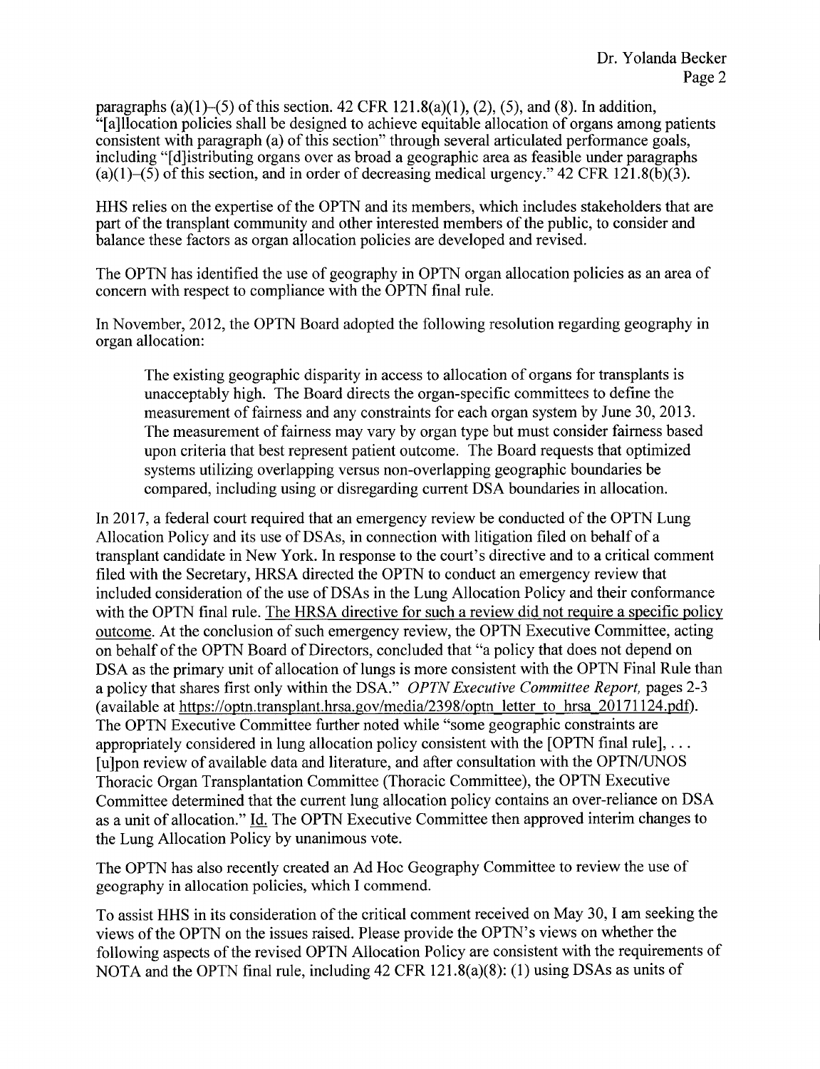paragraphs (a)(1)–(5) of this section. 42 CFR 121.8(a)(1), (2), (5), and (8). In addition, "[a]llocation policies shall be designed to achieve equitable allocation of organs among patients consistent with paragraph (a) of this section" through several articulated performance goals, including "[d]istributing organs over as broad a geographic area as feasible under paragraphs (a)(1)–(5) of this section, and in order of decreasing medical urgency." 42 CFR 121.8(b)(3).

HHS relies on the expertise of the OPTN and its members, which includes stakeholders that are part of the transplant community and other interested members of the public, to consider and balance these factors as organ allocation policies are developed and revised.

The OPTN has identified the use of geography in OPTN organ allocation policies as an area of concern with respect to compliance with the OPTN final rule.

In November, 2012, the OPTN Board adopted the following resolution regarding geography in organ allocation:

> The existing geographic disparity in access to allocation of organs for transplants is unacceptably high. The Board directs the organ-specific committees to define the measurement of fairness and any constraints for each organ system by June 30, 2013. The measurement of fairness may vary by organ type but must consider fairness based upon criteria that best represent patient outcome. The Board requests that optimized systems utilizing overlapping versus non-overlapping geographic boundaries be compared, including using or disregarding current DSA boundaries in allocation.

In 2017, a federal court required that an emergency review be conducted of the OPTN Lung Allocation Policy and its use of DSAs, in connection with litigation filed on behalf of a transplant candidate in New York. In response to the court's directive and to a critical comment filed with the Secretary, HRSA directed the OPTN to conduct an emergency review that included consideration of the use of DSAs in the Lung Allocation Policy and their conformance with the OPTN final rule. <u>The HRSA directive for such a review did not require a specific policy outcome</u>. At the conclusion of such emergency review, the OPTN Executive Committee, acting on behalf of the OPTN Board of Directors, concluded that "a policy that does not depend on DSA as the primary unit of allocation of lungs is more consistent with the OPTN Final Rule than a policy that shares first only within the DSA." *OPTN Executive Committee Report,* pages 2-3 (available at https://optn.transplant.hrsa.gov/media/2398/optn_letter_to_hrsa_20171124.pdf). The OPTN Executive Committee further noted while "some geographic constraints are appropriately considered in lung allocation policy consistent with the [OPTN final rule], . . . [u]pon review of available data and literature, and after consultation with the OPTN/UNOS Thoracic Organ Transplantation Committee (Thoracic Committee), the OPTN Executive Committee determined that the current lung allocation policy contains an over-reliance on DSA as a unit of allocation." <u>Id.</u> The OPTN Executive Committee then approved interim changes to the Lung Allocation Policy by unanimous vote.

The OPTN has also recently created an Ad Hoc Geography Committee to review the use of geography in allocation policies, which I commend.

To assist HHS in its consideration of the critical comment received on May 30, I am seeking the views of the OPTN on the issues raised. Please provide the OPTN's views on whether the following aspects of the revised OPTN Allocation Policy are consistent with the requirements of NOTA and the OPTN final rule, including 42 CFR 121.8(a)(8): (1) using DSAs as units of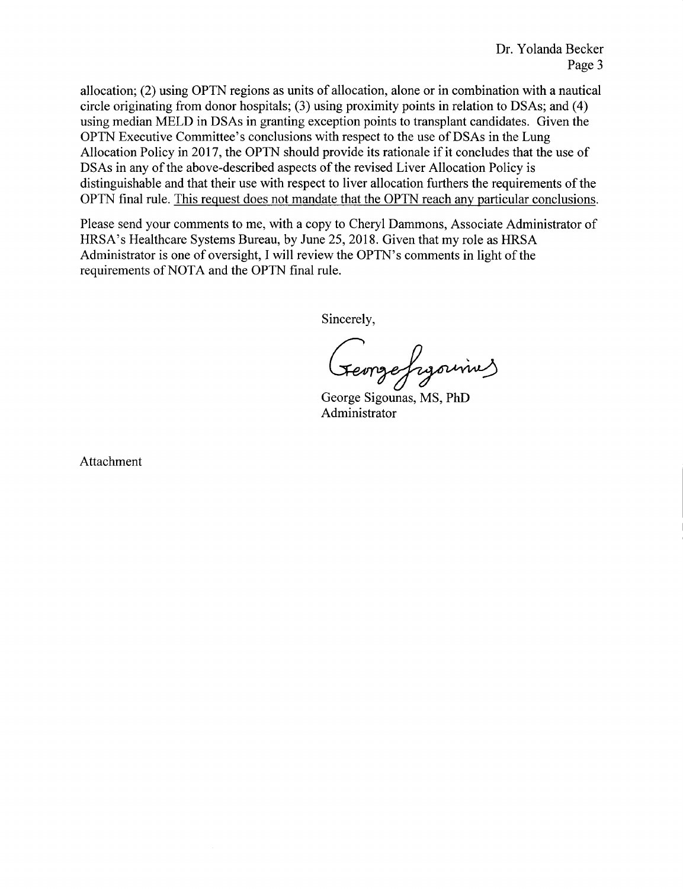allocation; (2) using OPTN regions as units of allocation, alone or in combination with a nautical circle originating from donor hospitals; (3) using proximity points in relation to DSAs; and (4) using median MELD in DSAs in granting exception points to transplant candidates. Given the OPTN Executive Committee's conclusions with respect to the use of DSAs in the Lung Allocation Policy in 2017, the OPTN should provide its rationale if it concludes that the use of DSAs in any of the above-described aspects of the revised Liver Allocation Policy is distinguishable and that their use with respect to liver allocation furthers the requirements of the OPTN final rule. <u>This request does not mandate that the OPTN reach any particular conclusions.</u>

Please send your comments to me, with a copy to Cheryl Dammons, Associate Administrator of HRSA's Healthcare Systems Bureau, by June 25, 2018. Given that my role as HRSA Administrator is one of oversight, I will review the OPTN's comments in light of the requirements of NOTA and the OPTN final rule.

Sincerely,

George Sigounas, MS, PhD
Administrator

Attachment